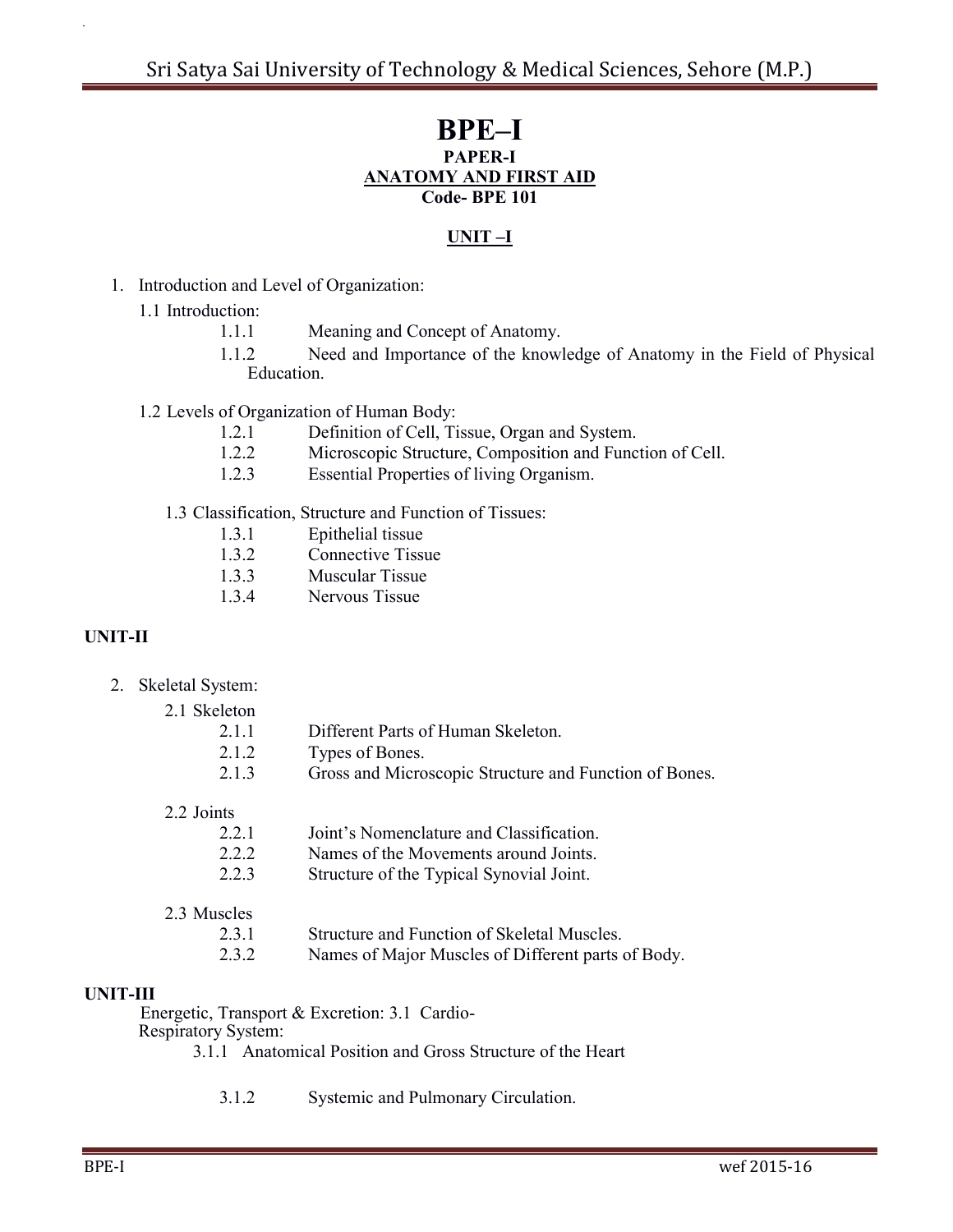# BPE–I

**PAPER-I**

**ANATOMY AND FIRST AID**

**Code- BPE 101**

## UNIT –I

1. Introduction and Level of Organization:

   1.1 Introduction:

   - 1.1.1 Meaning and Concept of Anatomy.
   - 1.1.2 Need and Importance of the knowledge of Anatomy in the Field of Physical Education.

   1.2 Levels of Organization of Human Body:

   - 1.2.1 Definition of Cell, Tissue, Organ and System.
   - 1.2.2 Microscopic Structure, Composition and Function of Cell.
   - 1.2.3 Essential Properties of living Organism.

   1.3 Classification, Structure and Function of Tissues:

   - 1.3.1 Epithelial tissue
   - 1.3.2 Connective Tissue
   - 1.3.3 Muscular Tissue
   - 1.3.4 Nervous Tissue

## UNIT-II

2. Skeletal System:

   2.1 Skeleton

   - 2.1.1 Different Parts of Human Skeleton.
   - 2.1.2 Types of Bones.
   - 2.1.3 Gross and Microscopic Structure and Function of Bones.

   2.2 Joints

   - 2.2.1 Joint's Nomenclature and Classification.
   - 2.2.2 Names of the Movements around Joints.
   - 2.2.3 Structure of the Typical Synovial Joint.

   2.3 Muscles

   - 2.3.1 Structure and Function of Skeletal Muscles.
   - 2.3.2 Names of Major Muscles of Different parts of Body.

## UNIT-III

Energetic, Transport & Excretion: 3.1 Cardio-Respiratory System:

- 3.1.1 Anatomical Position and Gross Structure of the Heart
- 3.1.2 Systemic and Pulmonary Circulation.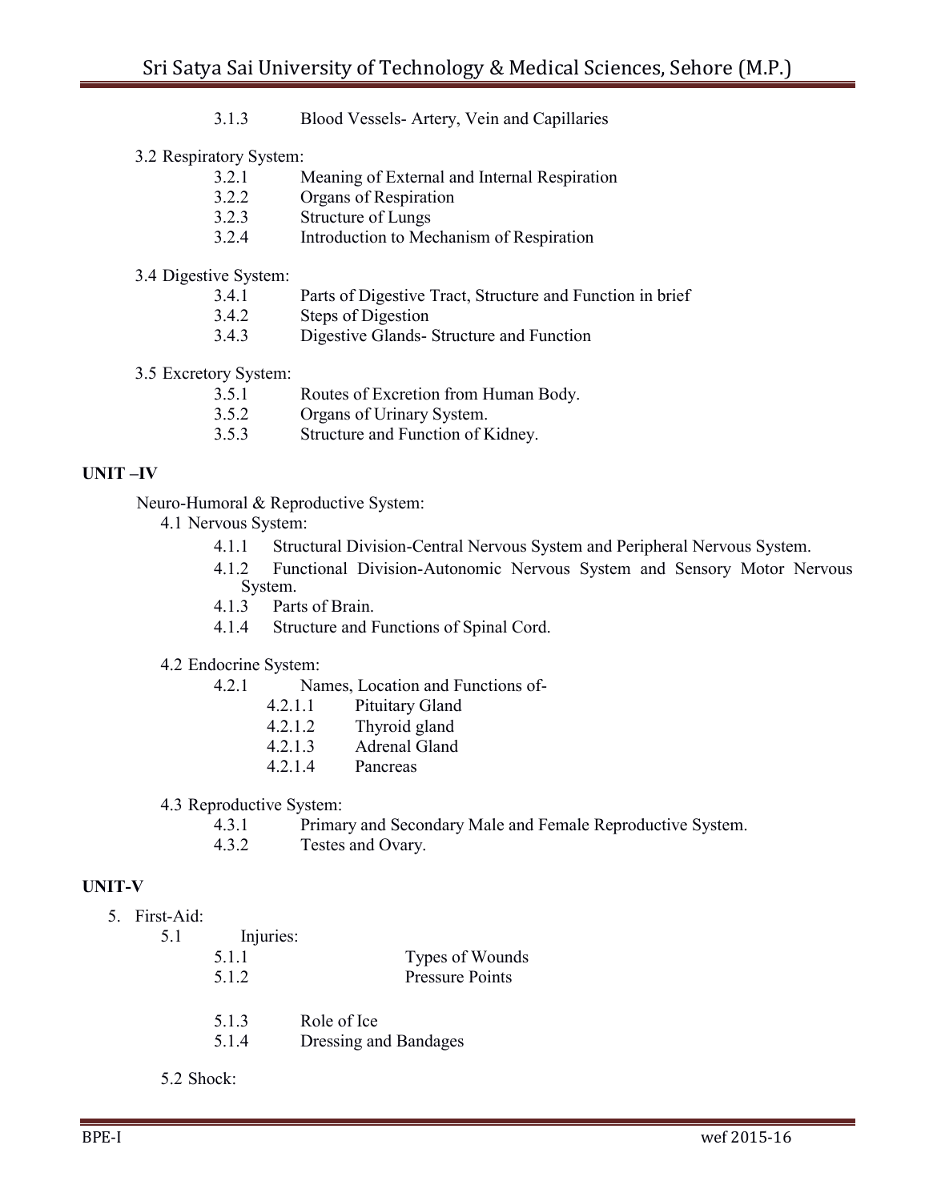- 3.1.3 Blood Vessels- Artery, Vein and Capillaries

3.2 Respiratory System:

- 3.2.1 Meaning of External and Internal Respiration
- 3.2.2 Organs of Respiration
- 3.2.3 Structure of Lungs
- 3.2.4 Introduction to Mechanism of Respiration

3.4 Digestive System:

- 3.4.1 Parts of Digestive Tract, Structure and Function in brief
- 3.4.2 Steps of Digestion
- 3.4.3 Digestive Glands- Structure and Function

3.5 Excretory System:

- 3.5.1 Routes of Excretion from Human Body.
- 3.5.2 Organs of Urinary System.
- 3.5.3 Structure and Function of Kidney.

**UNIT –IV**

Neuro-Humoral & Reproductive System:

4.1 Nervous System:

- 4.1.1 Structural Division-Central Nervous System and Peripheral Nervous System.
- 4.1.2 Functional Division-Autonomic Nervous System and Sensory Motor Nervous System.
- 4.1.3 Parts of Brain.
- 4.1.4 Structure and Functions of Spinal Cord.

4.2 Endocrine System:

- 4.2.1 Names, Location and Functions of-
  - 4.2.1.1 Pituitary Gland
  - 4.2.1.2 Thyroid gland
  - 4.2.1.3 Adrenal Gland
  - 4.2.1.4 Pancreas

4.3 Reproductive System:

- 4.3.1 Primary and Secondary Male and Female Reproductive System.
- 4.3.2 Testes and Ovary.

**UNIT-V**

5. First-Aid:

5.1 Injuries:

- 5.1.1 Types of Wounds
- 5.1.2 Pressure Points
- 5.1.3 Role of Ice
- 5.1.4 Dressing and Bandages

5.2 Shock: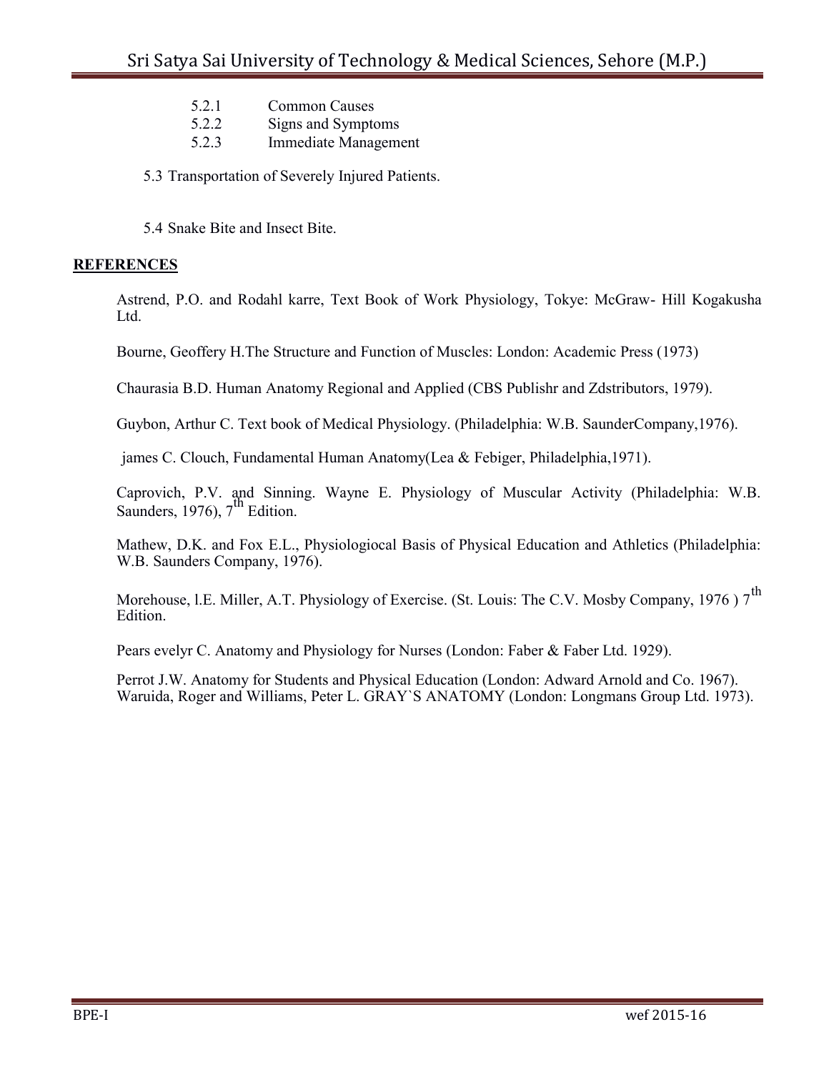- 5.2.1 Common Causes
- 5.2.2 Signs and Symptoms
- 5.2.3 Immediate Management

5.3 Transportation of Severely Injured Patients.

5.4 Snake Bite and Insect Bite.

## REFERENCES

Astrend, P.O. and Rodahl karre, Text Book of Work Physiology, Tokye: McGraw- Hill Kogakusha Ltd.

Bourne, Geoffery H.The Structure and Function of Muscles: London: Academic Press (1973)

Chaurasia B.D. Human Anatomy Regional and Applied (CBS Publishr and Zdstributors, 1979).

Guybon, Arthur C. Text book of Medical Physiology. (Philadelphia: W.B. SaunderCompany,1976).

james C. Clouch, Fundamental Human Anatomy(Lea & Febiger, Philadelphia,1971).

Caprovich, P.V. and Sinning. Wayne E. Physiology of Muscular Activity (Philadelphia: W.B. Saunders, 1976), 7th Edition.

Mathew, D.K. and Fox E.L., Physiologiocal Basis of Physical Education and Athletics (Philadelphia: W.B. Saunders Company, 1976).

Morehouse, l.E. Miller, A.T. Physiology of Exercise. (St. Louis: The C.V. Mosby Company, 1976 ) 7th Edition.

Pears evelyr C. Anatomy and Physiology for Nurses (London: Faber & Faber Ltd. 1929).

Perrot J.W. Anatomy for Students and Physical Education (London: Adward Arnold and Co. 1967).
Waruida, Roger and Williams, Peter L. GRAY`S ANATOMY (London: Longmans Group Ltd. 1973).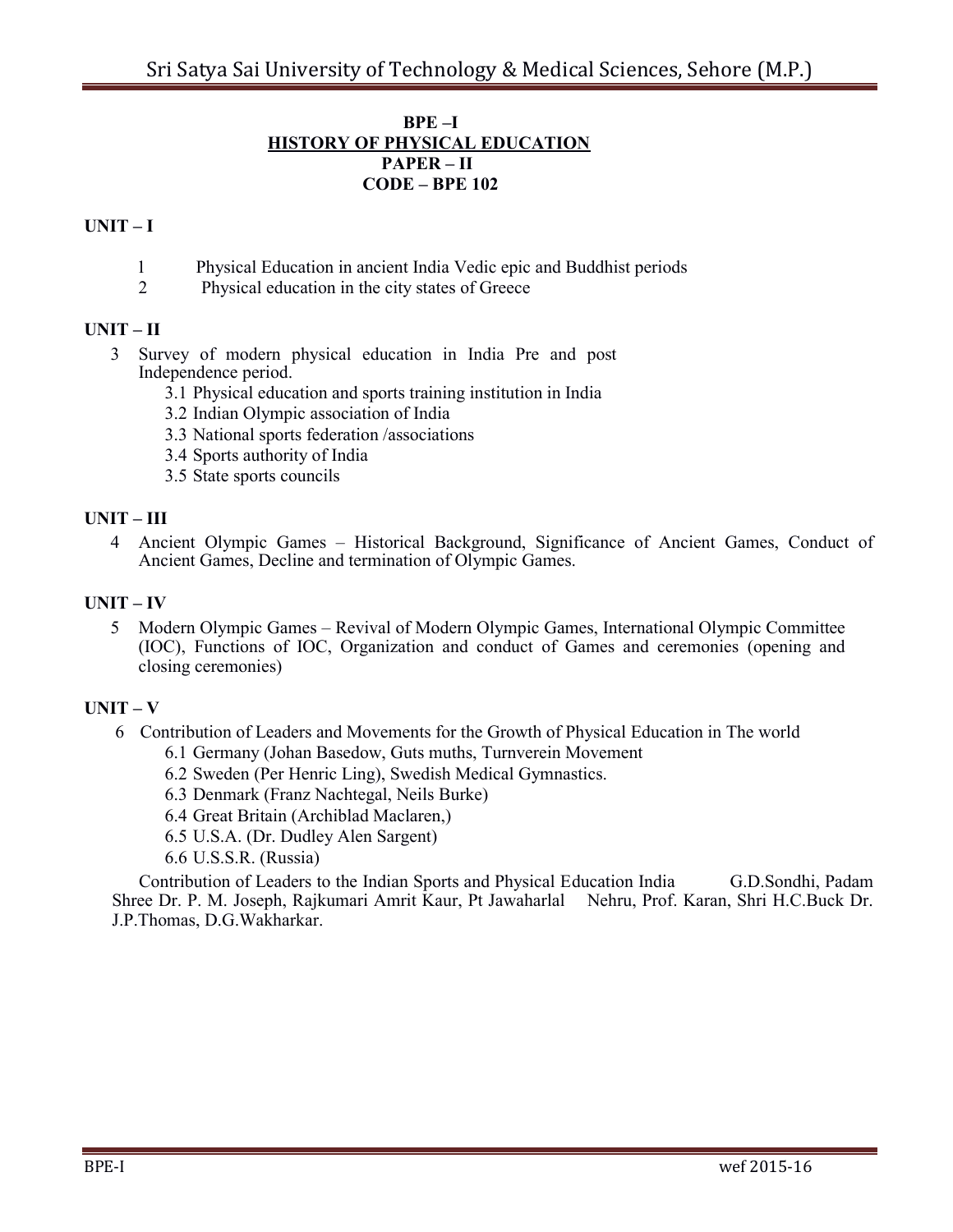**BPE –I**

**HISTORY OF PHYSICAL EDUCATION**

**PAPER – II**

**CODE – BPE 102**

**UNIT – I**

1. Physical Education in ancient India Vedic epic and Buddhist periods
2. Physical education in the city states of Greece

**UNIT – II**

3. Survey of modern physical education in India Pre and post Independence period.
   - 3.1 Physical education and sports training institution in India
   - 3.2 Indian Olympic association of India
   - 3.3 National sports federation /associations
   - 3.4 Sports authority of India
   - 3.5 State sports councils

**UNIT – III**

4. Ancient Olympic Games – Historical Background, Significance of Ancient Games, Conduct of Ancient Games, Decline and termination of Olympic Games.

**UNIT – IV**

5. Modern Olympic Games – Revival of Modern Olympic Games, International Olympic Committee (IOC), Functions of IOC, Organization and conduct of Games and ceremonies (opening and closing ceremonies)

**UNIT – V**

6. Contribution of Leaders and Movements for the Growth of Physical Education in The world
   - 6.1 Germany (Johan Basedow, Guts muths, Turnverein Movement
   - 6.2 Sweden (Per Henric Ling), Swedish Medical Gymnastics.
   - 6.3 Denmark (Franz Nachtegal, Neils Burke)
   - 6.4 Great Britain (Archiblad Maclaren,)
   - 6.5 U.S.A. (Dr. Dudley Alen Sargent)
   - 6.6 U.S.S.R. (Russia)

Contribution of Leaders to the Indian Sports and Physical Education India G.D.Sondhi, Padam Shree Dr. P. M. Joseph, Rajkumari Amrit Kaur, Pt Jawaharlal Nehru, Prof. Karan, Shri H.C.Buck Dr. J.P.Thomas, D.G.Wakharkar.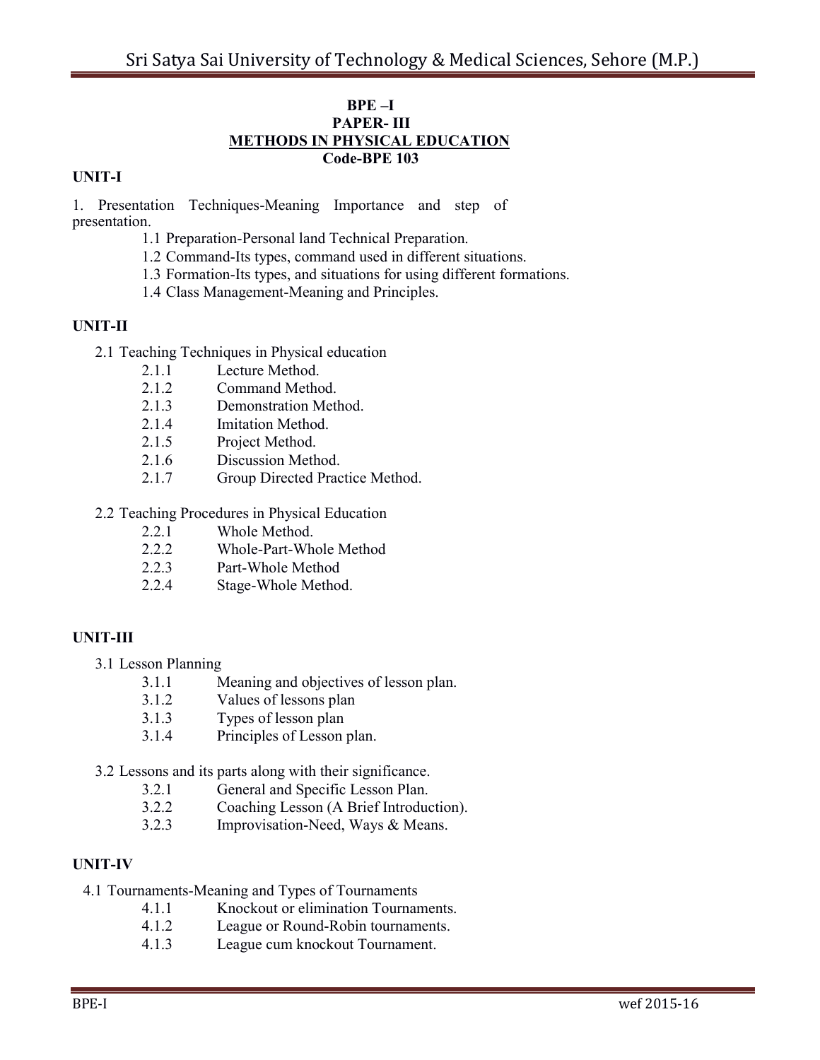**BPE –I**

**PAPER- III**

**METHODS IN PHYSICAL EDUCATION**

**Code-BPE 103**

**UNIT-I**

1. Presentation Techniques-Meaning Importance and step of presentation.
   - 1.1 Preparation-Personal land Technical Preparation.
   - 1.2 Command-Its types, command used in different situations.
   - 1.3 Formation-Its types, and situations for using different formations.
   - 1.4 Class Management-Meaning and Principles.

**UNIT-II**

- 2.1 Teaching Techniques in Physical education
  - 2.1.1 Lecture Method.
  - 2.1.2 Command Method.
  - 2.1.3 Demonstration Method.
  - 2.1.4 Imitation Method.
  - 2.1.5 Project Method.
  - 2.1.6 Discussion Method.
  - 2.1.7 Group Directed Practice Method.
- 2.2 Teaching Procedures in Physical Education
  - 2.2.1 Whole Method.
  - 2.2.2 Whole-Part-Whole Method
  - 2.2.3 Part-Whole Method
  - 2.2.4 Stage-Whole Method.

**UNIT-III**

- 3.1 Lesson Planning
  - 3.1.1 Meaning and objectives of lesson plan.
  - 3.1.2 Values of lessons plan
  - 3.1.3 Types of lesson plan
  - 3.1.4 Principles of Lesson plan.
- 3.2 Lessons and its parts along with their significance.
  - 3.2.1 General and Specific Lesson Plan.
  - 3.2.2 Coaching Lesson (A Brief Introduction).
  - 3.2.3 Improvisation-Need, Ways & Means.

**UNIT-IV**

- 4.1 Tournaments-Meaning and Types of Tournaments
  - 4.1.1 Knockout or elimination Tournaments.
  - 4.1.2 League or Round-Robin tournaments.
  - 4.1.3 League cum knockout Tournament.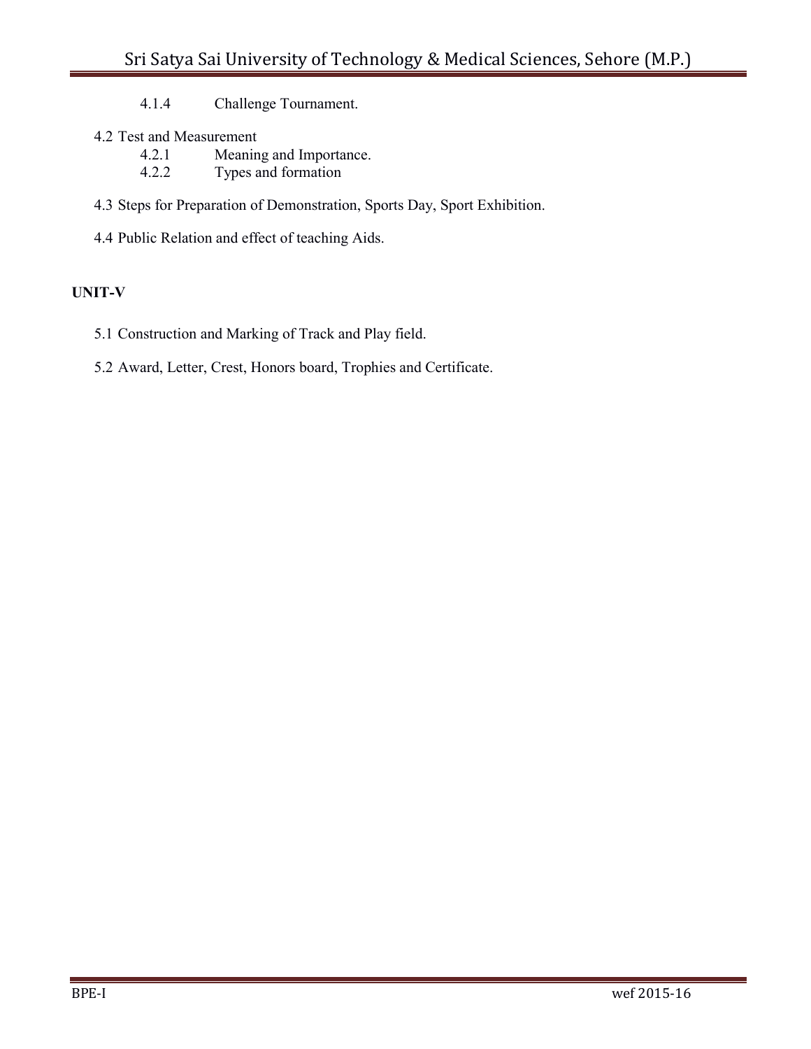- 4.1.4 Challenge Tournament.

4.2 Test and Measurement
- 4.2.1 Meaning and Importance.
- 4.2.2 Types and formation

4.3 Steps for Preparation of Demonstration, Sports Day, Sport Exhibition.

4.4 Public Relation and effect of teaching Aids.

**UNIT-V**

5.1 Construction and Marking of Track and Play field.

5.2 Award, Letter, Crest, Honors board, Trophies and Certificate.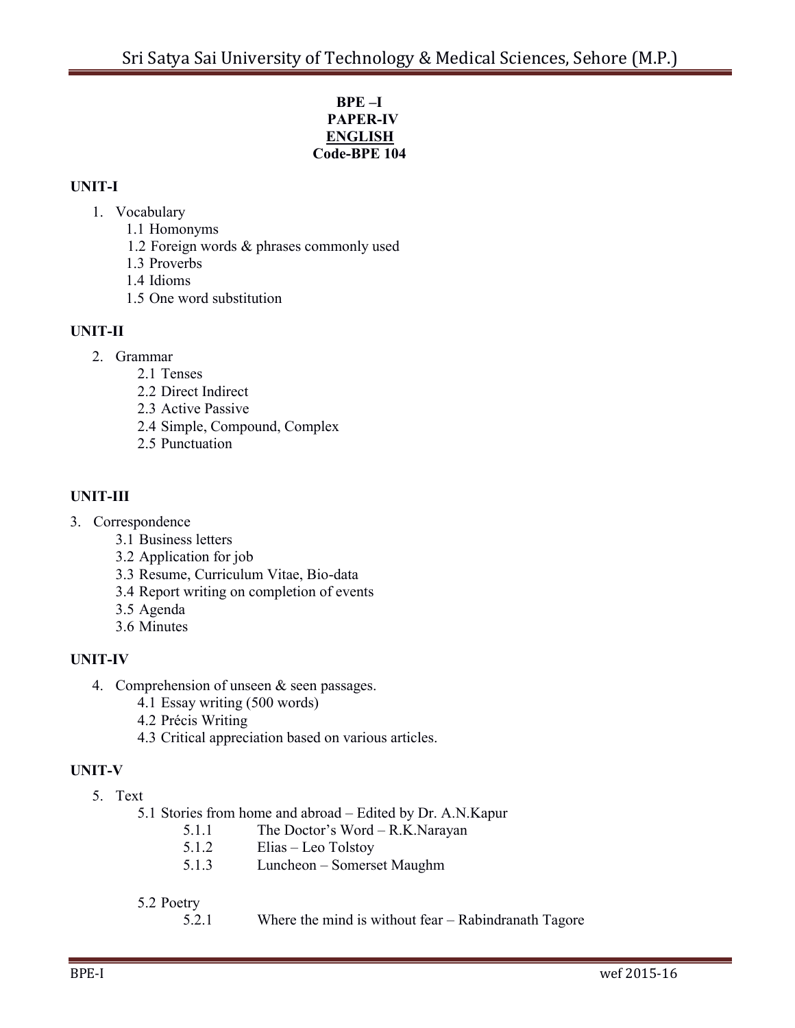**BPE –I**
**PAPER-IV**
**ENGLISH**
**Code-BPE 104**

**UNIT-I**

1. Vocabulary
   - 1.1 Homonyms
   - 1.2 Foreign words & phrases commonly used
   - 1.3 Proverbs
   - 1.4 Idioms
   - 1.5 One word substitution

**UNIT-II**

2. Grammar
   - 2.1 Tenses
   - 2.2 Direct Indirect
   - 2.3 Active Passive
   - 2.4 Simple, Compound, Complex
   - 2.5 Punctuation

**UNIT-III**

3. Correspondence
   - 3.1 Business letters
   - 3.2 Application for job
   - 3.3 Resume, Curriculum Vitae, Bio-data
   - 3.4 Report writing on completion of events
   - 3.5 Agenda
   - 3.6 Minutes

**UNIT-IV**

4. Comprehension of unseen & seen passages.
   - 4.1 Essay writing (500 words)
   - 4.2 Précis Writing
   - 4.3 Critical appreciation based on various articles.

**UNIT-V**

5. Text
   - 5.1 Stories from home and abroad – Edited by Dr. A.N.Kapur
     - 5.1.1 The Doctor's Word – R.K.Narayan
     - 5.1.2 Elias – Leo Tolstoy
     - 5.1.3 Luncheon – Somerset Maughm
   - 5.2 Poetry
     - 5.2.1 Where the mind is without fear – Rabindranath Tagore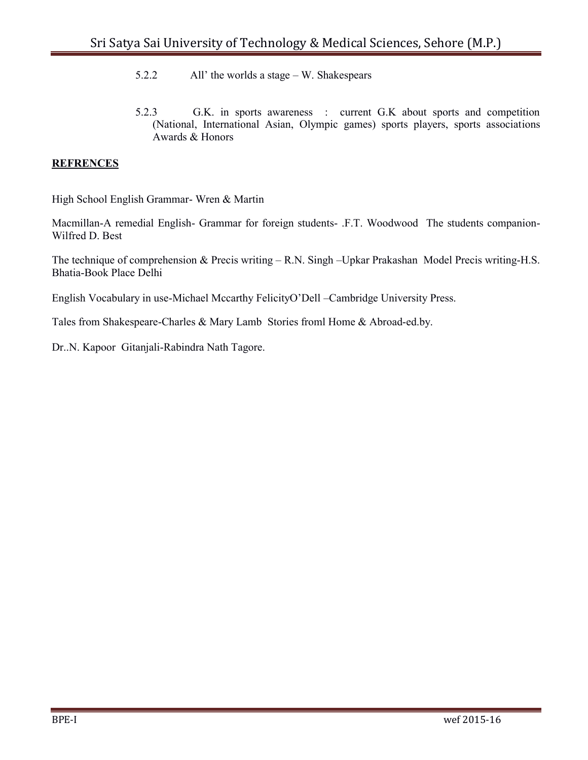5.2.2 All' the worlds a stage – W. Shakespears

5.2.3 G.K. in sports awareness : current G.K about sports and competition (National, International Asian, Olympic games) sports players, sports associations Awards & Honors

**REFRENCES**

High School English Grammar- Wren & Martin

Macmillan-A remedial English- Grammar for foreign students- .F.T. Woodwood The students companion-Wilfred D. Best

The technique of comprehension & Precis writing – R.N. Singh –Upkar Prakashan Model Precis writing-H.S. Bhatia-Book Place Delhi

English Vocabulary in use-Michael Mccarthy FelicityO'Dell –Cambridge University Press.

Tales from Shakespeare-Charles & Mary Lamb Stories froml Home & Abroad-ed.by.

Dr..N. Kapoor Gitanjali-Rabindra Nath Tagore.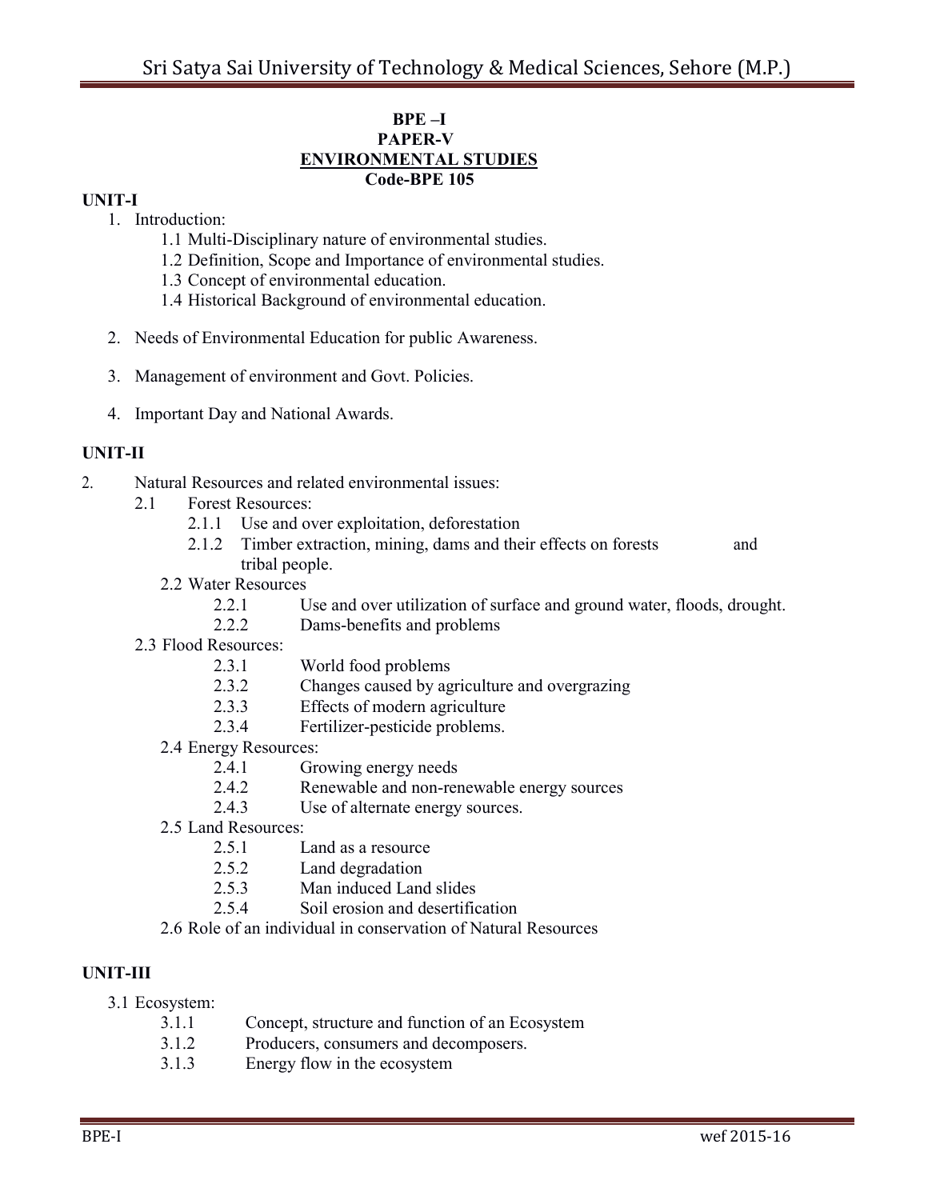**BPE –I**
**PAPER-V**
**ENVIRONMENTAL STUDIES**
**Code-BPE 105**

**UNIT-I**

1. Introduction:
   - 1.1 Multi-Disciplinary nature of environmental studies.
   - 1.2 Definition, Scope and Importance of environmental studies.
   - 1.3 Concept of environmental education.
   - 1.4 Historical Background of environmental education.
2. Needs of Environmental Education for public Awareness.
3. Management of environment and Govt. Policies.
4. Important Day and National Awards.

**UNIT-II**

2. Natural Resources and related environmental issues:
   - 2.1 Forest Resources:
     - 2.1.1 Use and over exploitation, deforestation
     - 2.1.2 Timber extraction, mining, dams and their effects on forests and tribal people.
   - 2.2 Water Resources
     - 2.2.1 Use and over utilization of surface and ground water, floods, drought.
     - 2.2.2 Dams-benefits and problems
   - 2.3 Flood Resources:
     - 2.3.1 World food problems
     - 2.3.2 Changes caused by agriculture and overgrazing
     - 2.3.3 Effects of modern agriculture
     - 2.3.4 Fertilizer-pesticide problems.
   - 2.4 Energy Resources:
     - 2.4.1 Growing energy needs
     - 2.4.2 Renewable and non-renewable energy sources
     - 2.4.3 Use of alternate energy sources.
   - 2.5 Land Resources:
     - 2.5.1 Land as a resource
     - 2.5.2 Land degradation
     - 2.5.3 Man induced Land slides
     - 2.5.4 Soil erosion and desertification
   - 2.6 Role of an individual in conservation of Natural Resources

**UNIT-III**

- 3.1 Ecosystem:
  - 3.1.1 Concept, structure and function of an Ecosystem
  - 3.1.2 Producers, consumers and decomposers.
  - 3.1.3 Energy flow in the ecosystem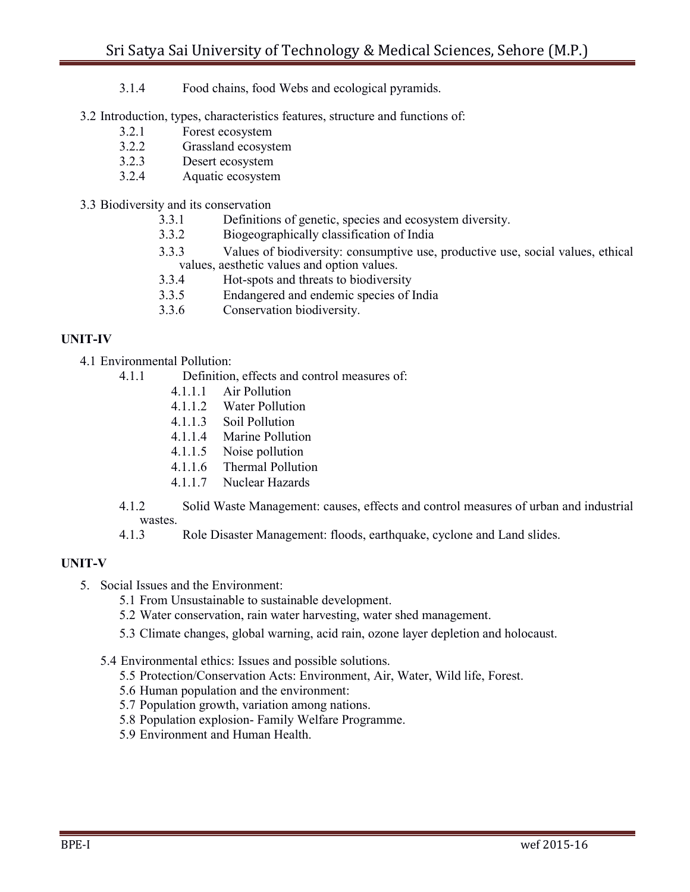3.1.4 Food chains, food Webs and ecological pyramids.

3.2 Introduction, types, characteristics features, structure and functions of:

- 3.2.1 Forest ecosystem
- 3.2.2 Grassland ecosystem
- 3.2.3 Desert ecosystem
- 3.2.4 Aquatic ecosystem

3.3 Biodiversity and its conservation

- 3.3.1 Definitions of genetic, species and ecosystem diversity.
- 3.3.2 Biogeographically classification of India
- 3.3.3 Values of biodiversity: consumptive use, productive use, social values, ethical values, aesthetic values and option values.
- 3.3.4 Hot-spots and threats to biodiversity
- 3.3.5 Endangered and endemic species of India
- 3.3.6 Conservation biodiversity.

**UNIT-IV**

4.1 Environmental Pollution:

- 4.1.1 Definition, effects and control measures of:
  - 4.1.1.1 Air Pollution
  - 4.1.1.2 Water Pollution
  - 4.1.1.3 Soil Pollution
  - 4.1.1.4 Marine Pollution
  - 4.1.1.5 Noise pollution
  - 4.1.1.6 Thermal Pollution
  - 4.1.1.7 Nuclear Hazards
- 4.1.2 Solid Waste Management: causes, effects and control measures of urban and industrial wastes.
- 4.1.3 Role Disaster Management: floods, earthquake, cyclone and Land slides.

**UNIT-V**

5. Social Issues and the Environment:
   - 5.1 From Unsustainable to sustainable development.
   - 5.2 Water conservation, rain water harvesting, water shed management.
   - 5.3 Climate changes, global warning, acid rain, ozone layer depletion and holocaust.
   - 5.4 Environmental ethics: Issues and possible solutions.
   - 5.5 Protection/Conservation Acts: Environment, Air, Water, Wild life, Forest.
   - 5.6 Human population and the environment:
   - 5.7 Population growth, variation among nations.
   - 5.8 Population explosion- Family Welfare Programme.
   - 5.9 Environment and Human Health.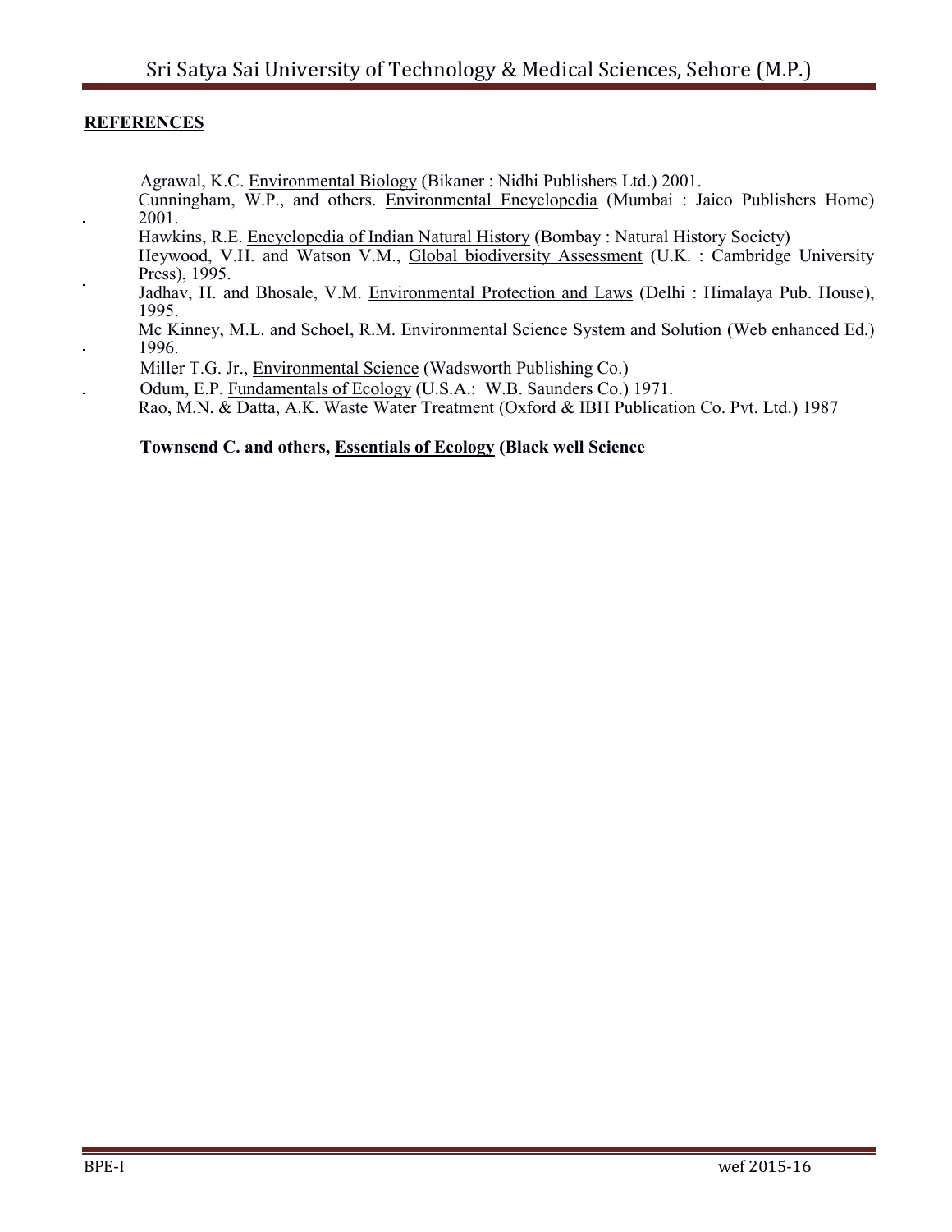## REFERENCES

- Agrawal, K.C. Environmental Biology (Bikaner : Nidhi Publishers Ltd.) 2001.
- Cunningham, W.P., and others. Environmental Encyclopedia (Mumbai : Jaico Publishers Home) 2001.
- Hawkins, R.E. Encyclopedia of Indian Natural History (Bombay : Natural History Society)
- Heywood, V.H. and Watson V.M., Global biodiversity Assessment (U.K. : Cambridge University Press), 1995.
- Jadhav, H. and Bhosale, V.M. Environmental Protection and Laws (Delhi : Himalaya Pub. House), 1995.
- Mc Kinney, M.L. and Schoel, R.M. Environmental Science System and Solution (Web enhanced Ed.) 1996.
- Miller T.G. Jr., Environmental Science (Wadsworth Publishing Co.)
- Odum, E.P. Fundamentals of Ecology (U.S.A.: W.B. Saunders Co.) 1971.
- Rao, M.N. & Datta, A.K. Waste Water Treatment (Oxford & IBH Publication Co. Pvt. Ltd.) 1987

**Townsend C. and others, Essentials of Ecology (Black well Science**